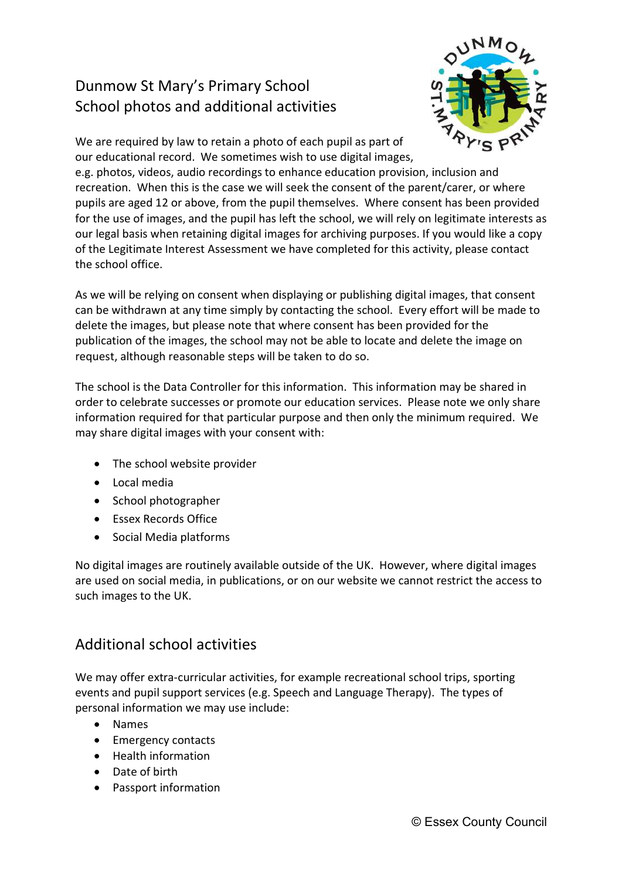# Dunmow St Mary's Primary School
# School photos and additional activities

We are required by law to retain a photo of each pupil as part of our educational record. We sometimes wish to use digital images, e.g. photos, videos, audio recordings to enhance education provision, inclusion and recreation. When this is the case we will seek the consent of the parent/carer, or where pupils are aged 12 or above, from the pupil themselves. Where consent has been provided for the use of images, and the pupil has left the school, we will rely on legitimate interests as our legal basis when retaining digital images for archiving purposes. If you would like a copy of the Legitimate Interest Assessment we have completed for this activity, please contact the school office.

As we will be relying on consent when displaying or publishing digital images, that consent can be withdrawn at any time simply by contacting the school. Every effort will be made to delete the images, but please note that where consent has been provided for the publication of the images, the school may not be able to locate and delete the image on request, although reasonable steps will be taken to do so.

The school is the Data Controller for this information. This information may be shared in order to celebrate successes or promote our education services. Please note we only share information required for that particular purpose and then only the minimum required. We may share digital images with your consent with:

- The school website provider
- Local media
- School photographer
- Essex Records Office
- Social Media platforms

No digital images are routinely available outside of the UK. However, where digital images are used on social media, in publications, or on our website we cannot restrict the access to such images to the UK.

## Additional school activities

We may offer extra-curricular activities, for example recreational school trips, sporting events and pupil support services (e.g. Speech and Language Therapy). The types of personal information we may use include:

- Names
- Emergency contacts
- Health information
- Date of birth
- Passport information

© Essex County Council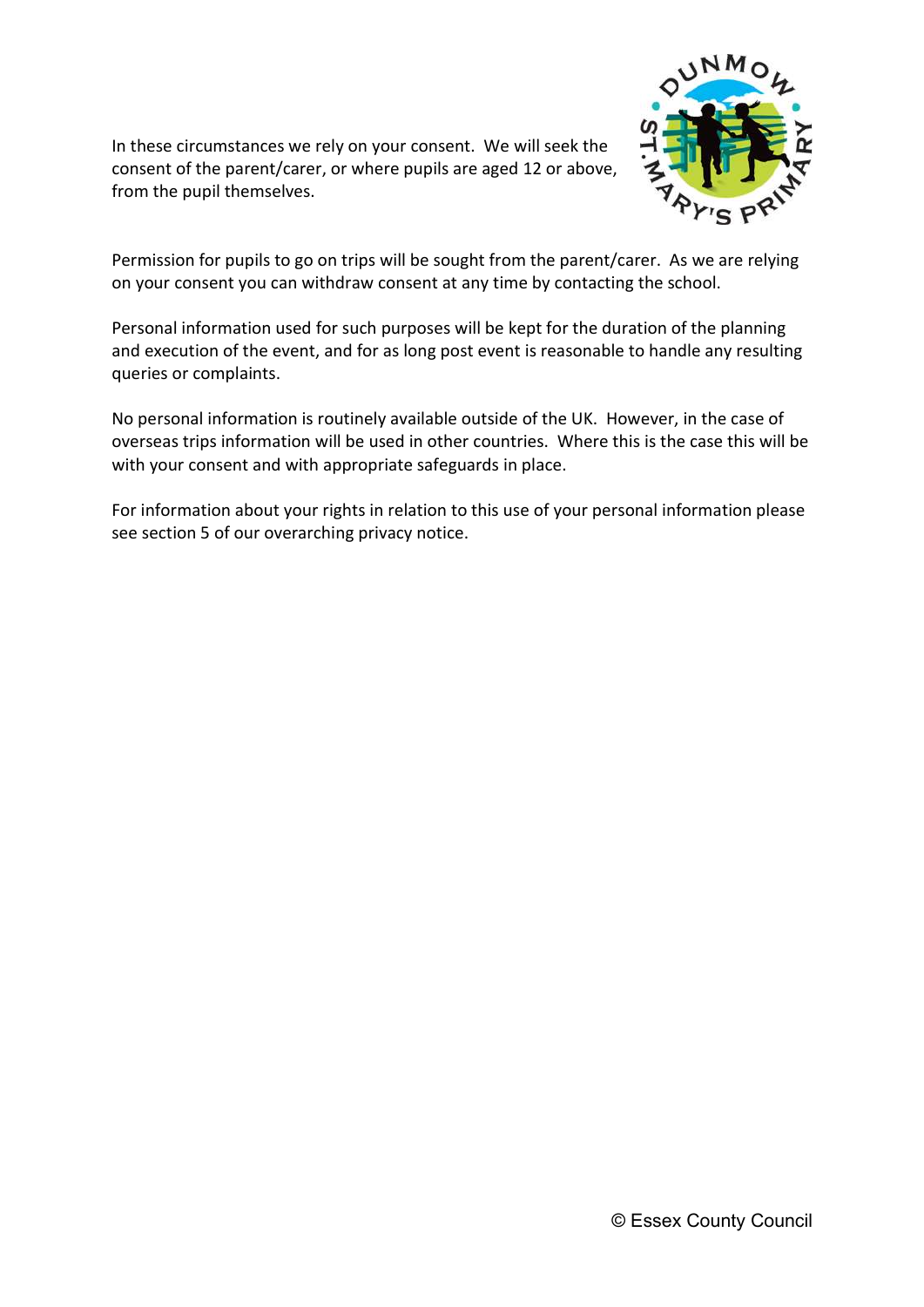In these circumstances we rely on your consent. We will seek the consent of the parent/carer, or where pupils are aged 12 or above, from the pupil themselves.

Permission for pupils to go on trips will be sought from the parent/carer. As we are relying on your consent you can withdraw consent at any time by contacting the school.

Personal information used for such purposes will be kept for the duration of the planning and execution of the event, and for as long post event is reasonable to handle any resulting queries or complaints.

No personal information is routinely available outside of the UK. However, in the case of overseas trips information will be used in other countries. Where this is the case this will be with your consent and with appropriate safeguards in place.

For information about your rights in relation to this use of your personal information please see section 5 of our overarching privacy notice.

© Essex County Council